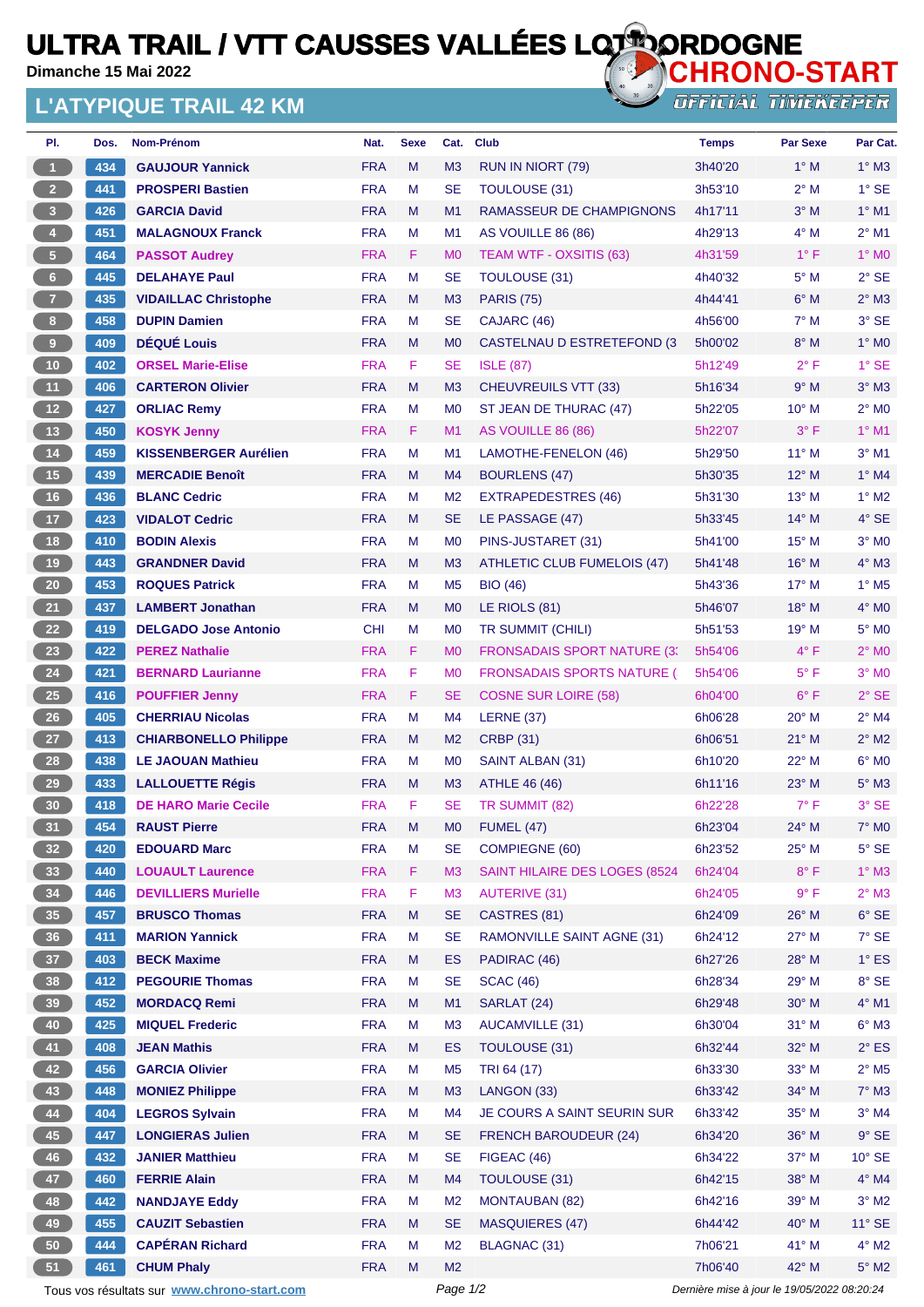# ULTRA TRAIL / VTT CAUSSES VALLÉES LOT DORDOGNE

Dimanche 15 Mai 2022

CHRONO-START OFFICIAL TIMEKEEPER

## L'ATYPIQUE TRAIL 42 KM

| Pl. | Dos. | Nom-Prénom | Nat. | Sexe | Cat. | Club | Temps | Par Sexe | Par Cat. |
|---|---|---|---|---|---|---|---|---|---|
| 1 | 434 | GAUJOUR Yannick | FRA | M | M3 | RUN IN NIORT (79) | 3h40'20 | 1° M | 1° M3 |
| 2 | 441 | PROSPERI Bastien | FRA | M | SE | TOULOUSE (31) | 3h53'10 | 2° M | 1° SE |
| 3 | 426 | GARCIA David | FRA | M | M1 | RAMASSEUR DE CHAMPIGNONS | 4h17'11 | 3° M | 1° M1 |
| 4 | 451 | MALAGNOUX Franck | FRA | M | M1 | AS VOUILLE 86 (86) | 4h29'13 | 4° M | 2° M1 |
| 5 | 464 | PASSOT Audrey | FRA | F | M0 | TEAM WTF - OXSITIS (63) | 4h31'59 | 1° F | 1° M0 |
| 6 | 445 | DELAHAYE Paul | FRA | M | SE | TOULOUSE (31) | 4h40'32 | 5° M | 2° SE |
| 7 | 435 | VIDAILLAC Christophe | FRA | M | M3 | PARIS (75) | 4h44'41 | 6° M | 2° M3 |
| 8 | 458 | DUPIN Damien | FRA | M | SE | CAJARC (46) | 4h56'00 | 7° M | 3° SE |
| 9 | 409 | DÉQUÉ Louis | FRA | M | M0 | CASTELNAU D ESTRETEFOND (3 | 5h00'02 | 8° M | 1° M0 |
| 10 | 402 | ORSEL Marie-Elise | FRA | F | SE | ISLE (87) | 5h12'49 | 2° F | 1° SE |
| 11 | 406 | CARTERON Olivier | FRA | M | M3 | CHEUVREUILS VTT (33) | 5h16'34 | 9° M | 3° M3 |
| 12 | 427 | ORLIAC Remy | FRA | M | M0 | ST JEAN DE THURAC (47) | 5h22'05 | 10° M | 2° M0 |
| 13 | 450 | KOSYK Jenny | FRA | F | M1 | AS VOUILLE 86 (86) | 5h22'07 | 3° F | 1° M1 |
| 14 | 459 | KISSENBERGER Aurélien | FRA | M | M1 | LAMOTHE-FENELON (46) | 5h29'50 | 11° M | 3° M1 |
| 15 | 439 | MERCADIE Benoît | FRA | M | M4 | BOURLENS (47) | 5h30'35 | 12° M | 1° M4 |
| 16 | 436 | BLANC Cedric | FRA | M | M2 | EXTRAPEDESTRES (46) | 5h31'30 | 13° M | 1° M2 |
| 17 | 423 | VIDALOT Cedric | FRA | M | SE | LE PASSAGE (47) | 5h33'45 | 14° M | 4° SE |
| 18 | 410 | BODIN Alexis | FRA | M | M0 | PINS-JUSTARET (31) | 5h41'00 | 15° M | 3° M0 |
| 19 | 443 | GRANDNER David | FRA | M | M3 | ATHLETIC CLUB FUMELOIS (47) | 5h41'48 | 16° M | 4° M3 |
| 20 | 453 | ROQUES Patrick | FRA | M | M5 | BIO (46) | 5h43'36 | 17° M | 1° M5 |
| 21 | 437 | LAMBERT Jonathan | FRA | M | M0 | LE RIOLS (81) | 5h46'07 | 18° M | 4° M0 |
| 22 | 419 | DELGADO Jose Antonio | CHI | M | M0 | TR SUMMIT (CHILI) | 5h51'53 | 19° M | 5° M0 |
| 23 | 422 | PEREZ Nathalie | FRA | F | M0 | FRONSADAIS SPORT NATURE (3 | 5h54'06 | 4° F | 2° M0 |
| 24 | 421 | BERNARD Laurianne | FRA | F | M0 | FRONSADAIS SPORTS NATURE ( | 5h54'06 | 5° F | 3° M0 |
| 25 | 416 | POUFFIER Jenny | FRA | F | SE | COSNE SUR LOIRE (58) | 6h04'00 | 6° F | 2° SE |
| 26 | 405 | CHERRIAU Nicolas | FRA | M | M4 | LERNE (37) | 6h06'28 | 20° M | 2° M4 |
| 27 | 413 | CHIARBONELLO Philippe | FRA | M | M2 | CRBP (31) | 6h06'51 | 21° M | 2° M2 |
| 28 | 438 | LE JAOUAN Mathieu | FRA | M | M0 | SAINT ALBAN (31) | 6h10'20 | 22° M | 6° M0 |
| 29 | 433 | LALLOUETTE Régis | FRA | M | M3 | ATHLE 46 (46) | 6h11'16 | 23° M | 5° M3 |
| 30 | 418 | DE HARO Marie Cecile | FRA | F | SE | TR SUMMIT (82) | 6h22'28 | 7° F | 3° SE |
| 31 | 454 | RAUST Pierre | FRA | M | M0 | FUMEL (47) | 6h23'04 | 24° M | 7° M0 |
| 32 | 420 | EDOUARD Marc | FRA | M | SE | COMPIEGNE (60) | 6h23'52 | 25° M | 5° SE |
| 33 | 440 | LOUAULT Laurence | FRA | F | M3 | SAINT HILAIRE DES LOGES (8524 | 6h24'04 | 8° F | 1° M3 |
| 34 | 446 | DEVILLIERS Murielle | FRA | F | M3 | AUTERIVE (31) | 6h24'05 | 9° F | 2° M3 |
| 35 | 457 | BRUSCO Thomas | FRA | M | SE | CASTRES (81) | 6h24'09 | 26° M | 6° SE |
| 36 | 411 | MARION Yannick | FRA | M | SE | RAMONVILLE SAINT AGNE (31) | 6h24'12 | 27° M | 7° SE |
| 37 | 403 | BECK Maxime | FRA | M | ES | PADIRAC (46) | 6h27'26 | 28° M | 1° ES |
| 38 | 412 | PEGOURIE Thomas | FRA | M | SE | SCAC (46) | 6h28'34 | 29° M | 8° SE |
| 39 | 452 | MORDACQ Remi | FRA | M | M1 | SARLAT (24) | 6h29'48 | 30° M | 4° M1 |
| 40 | 425 | MIQUEL Frederic | FRA | M | M3 | AUCAMVILLE (31) | 6h30'04 | 31° M | 6° M3 |
| 41 | 408 | JEAN Mathis | FRA | M | ES | TOULOUSE (31) | 6h32'44 | 32° M | 2° ES |
| 42 | 456 | GARCIA Olivier | FRA | M | M5 | TRI 64 (17) | 6h33'30 | 33° M | 2° M5 |
| 43 | 448 | MONIEZ Philippe | FRA | M | M3 | LANGON (33) | 6h33'42 | 34° M | 7° M3 |
| 44 | 404 | LEGROS Sylvain | FRA | M | M4 | JE COURS A SAINT SEURIN SUR | 6h33'42 | 35° M | 3° M4 |
| 45 | 447 | LONGIERAS Julien | FRA | M | SE | FRENCH BAROUDEUR (24) | 6h34'20 | 36° M | 9° SE |
| 46 | 432 | JANIER Matthieu | FRA | M | SE | FIGEAC (46) | 6h34'22 | 37° M | 10° SE |
| 47 | 460 | FERRIE Alain | FRA | M | M4 | TOULOUSE (31) | 6h42'15 | 38° M | 4° M4 |
| 48 | 442 | NANDJAYE Eddy | FRA | M | M2 | MONTAUBAN (82) | 6h42'16 | 39° M | 3° M2 |
| 49 | 455 | CAUZIT Sebastien | FRA | M | SE | MASQUIERES (47) | 6h44'42 | 40° M | 11° SE |
| 50 | 444 | CAPÉRAN Richard | FRA | M | M2 | BLAGNAC (31) | 7h06'21 | 41° M | 4° M2 |
| 51 | 461 | CHUM Phaly | FRA | M | M2 | | 7h06'40 | 42° M | 5° M2 |

Tous vos résultats sur www.chrono-start.com

Dernière mise à jour le 19/05/2022 08:20:24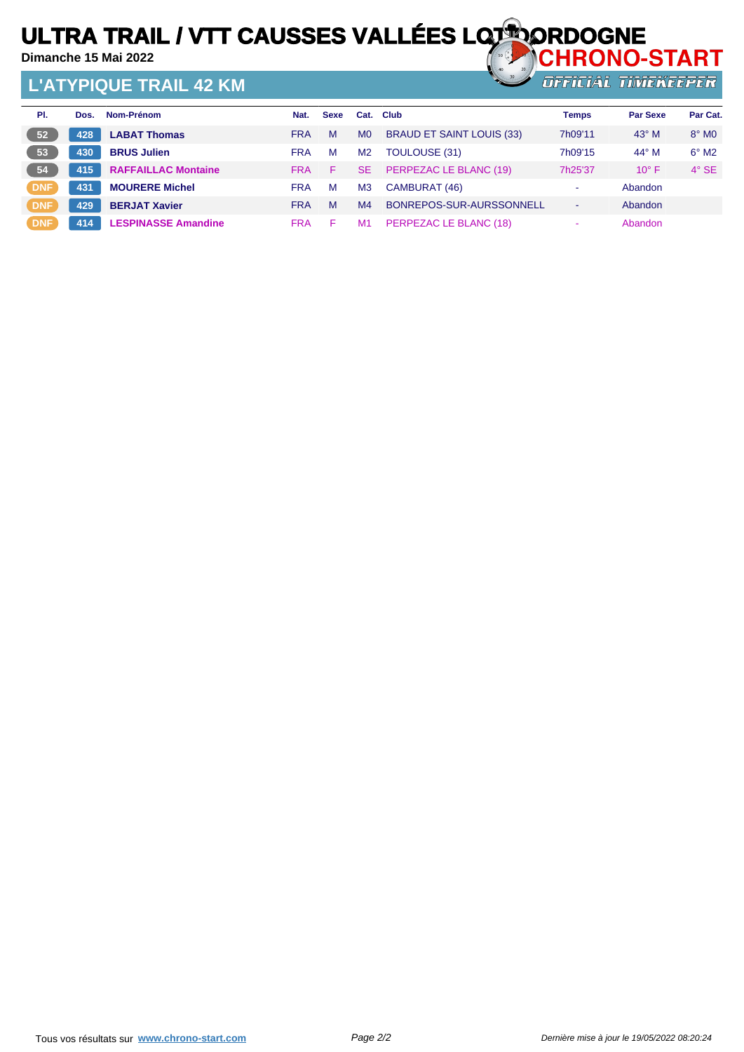# ULTRA TRAIL / VTT CAUSSES VALLÉES LOT DORDOGNE

**Dimanche 15 Mai 2022**

CHRONO-START
OFFICIAL TIMEKEEPER

## L'ATYPIQUE TRAIL 42 KM

| Pl. | Dos. | Nom-Prénom | Nat. | Sexe | Cat. | Club | Temps | Par Sexe | Par Cat. |
|---|---|---|---|---|---|---|---|---|---|
| 52 | 428 | **LABAT Thomas** | FRA | M | M0 | BRAUD ET SAINT LOUIS (33) | 7h09'11 | 43° M | 8° M0 |
| 53 | 430 | **BRUS Julien** | FRA | M | M2 | TOULOUSE (31) | 7h09'15 | 44° M | 6° M2 |
| 54 | 415 | **RAFFAILLAC Montaine** | FRA | F | SE | PERPEZAC LE BLANC (19) | 7h25'37 | 10° F | 4° SE |
| DNF | 431 | **MOURERE Michel** | FRA | M | M3 | CAMBURAT (46) | - | Abandon | |
| DNF | 429 | **BERJAT Xavier** | FRA | M | M4 | BONREPOS-SUR-AURSSONNELL | - | Abandon | |
| DNF | 414 | **LESPINASSE Amandine** | FRA | F | M1 | PERPEZAC LE BLANC (18) | - | Abandon | |

Tous vos résultats sur www.chrono-start.com

*Dernière mise à jour le 19/05/2022 08:20:24*